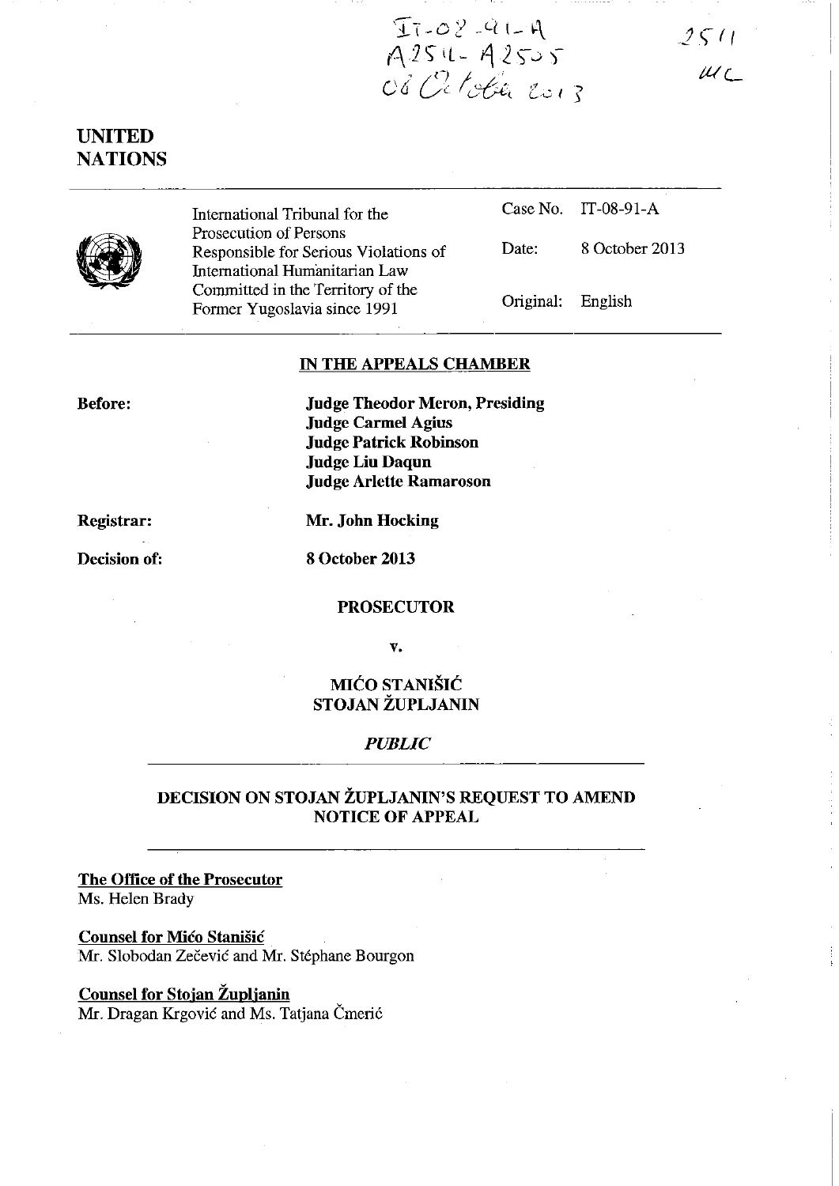IT-08-91-A
A2511 - A2505
08 October 2013

2511
MC

# UNITED NATIONS

| | | |
|---|---|---|
| International Tribunal for the Prosecution of Persons Responsible for Serious Violations of International Humanitarian Law Committed in the Territory of the Former Yugoslavia since 1991 | Case No. | IT-08-91-A |
| | Date: | 8 October 2013 |
| | Original: | English |

## IN THE APPEALS CHAMBER

**Before:**

**Judge Theodor Meron, Presiding**
**Judge Carmel Agius**
**Judge Patrick Robinson**
**Judge Liu Daqun**
**Judge Arlette Ramaroson**

**Registrar:** **Mr. John Hocking**

**Decision of:** **8 October 2013**

**PROSECUTOR**

**v.**

**MIĆO STANIŠIĆ**
**STOJAN ŽUPLJANIN**

***PUBLIC***

## DECISION ON STOJAN ŽUPLJANIN'S REQUEST TO AMEND NOTICE OF APPEAL

**The Office of the Prosecutor**
Ms. Helen Brady

**Counsel for Mićo Stanišić**
Mr. Slobodan Zečević and Mr. Stéphane Bourgon

**Counsel for Stojan Župljanin**
Mr. Dragan Krgović and Ms. Tatjana Čmerić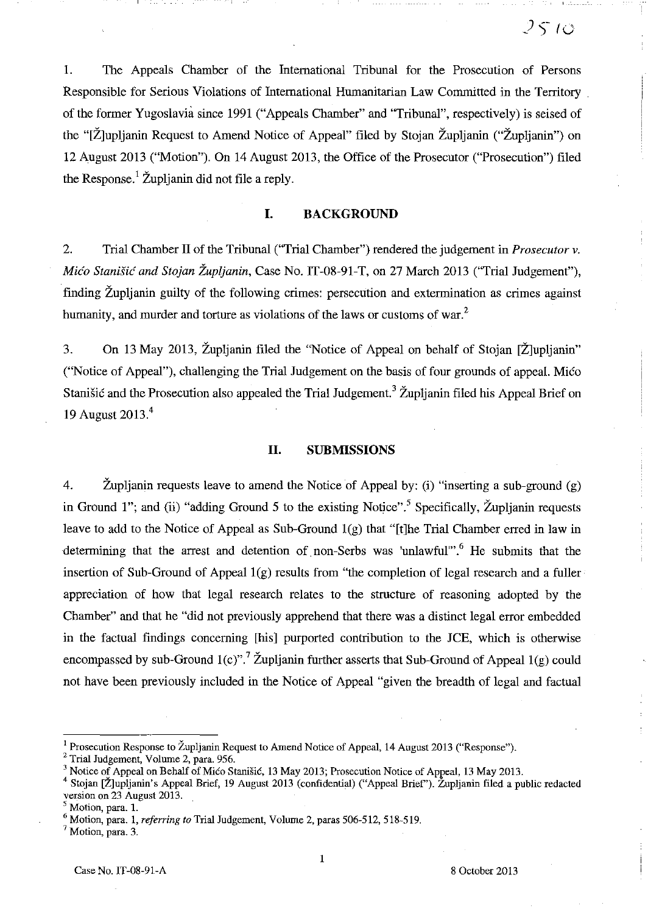1. The Appeals Chamber of the International Tribunal for the Prosecution of Persons Responsible for Serious Violations of International Humanitarian Law Committed in the Territory of the former Yugoslavia since 1991 ("Appeals Chamber" and "Tribunal", respectively) is seised of the "[Ž]upljanin Request to Amend Notice of Appeal" filed by Stojan Župljanin ("Župljanin") on 12 August 2013 ("Motion"). On 14 August 2013, the Office of the Prosecutor ("Prosecution") filed the Response.[1] Župljanin did not file a reply.

## I. BACKGROUND

2. Trial Chamber II of the Tribunal ("Trial Chamber") rendered the judgement in *Prosecutor v. Mićo Stanišić and Stojan Župljanin*, Case No. IT-08-91-T, on 27 March 2013 ("Trial Judgement"), finding Župljanin guilty of the following crimes: persecution and extermination as crimes against humanity, and murder and torture as violations of the laws or customs of war.[2]

3. On 13 May 2013, Župljanin filed the "Notice of Appeal on behalf of Stojan [Ž]upljanin" ("Notice of Appeal"), challenging the Trial Judgement on the basis of four grounds of appeal. Mićo Stanišić and the Prosecution also appealed the Trial Judgement.[3] Župljanin filed his Appeal Brief on 19 August 2013.[4]

## II. SUBMISSIONS

4. Župljanin requests leave to amend the Notice of Appeal by: (i) "inserting a sub-ground (g) in Ground 1"; and (ii) "adding Ground 5 to the existing Notice".[5] Specifically, Župljanin requests leave to add to the Notice of Appeal as Sub-Ground 1(g) that "[t]he Trial Chamber erred in law in determining that the arrest and detention of non-Serbs was 'unlawful'".[6] He submits that the insertion of Sub-Ground of Appeal 1(g) results from "the completion of legal research and a fuller appreciation of how that legal research relates to the structure of reasoning adopted by the Chamber" and that he "did not previously apprehend that there was a distinct legal error embedded in the factual findings concerning [his] purported contribution to the JCE, which is otherwise encompassed by sub-Ground 1(c)".[7] Župljanin further asserts that Sub-Ground of Appeal 1(g) could not have been previously included in the Notice of Appeal "given the breadth of legal and factual

---

[1] Prosecution Response to Župljanin Request to Amend Notice of Appeal, 14 August 2013 ("Response").

[2] Trial Judgement, Volume 2, para. 956.

[3] Notice of Appeal on Behalf of Mićo Stanišić, 13 May 2013; Prosecution Notice of Appeal, 13 May 2013.

[4] Stojan [Ž]upljanin's Appeal Brief, 19 August 2013 (confidential) ("Appeal Brief"). Župljanin filed a public redacted version on 23 August 2013.

[5] Motion, para. 1.

[6] Motion, para. 1, *referring to* Trial Judgement, Volume 2, paras 506-512, 518-519.

[7] Motion, para. 3.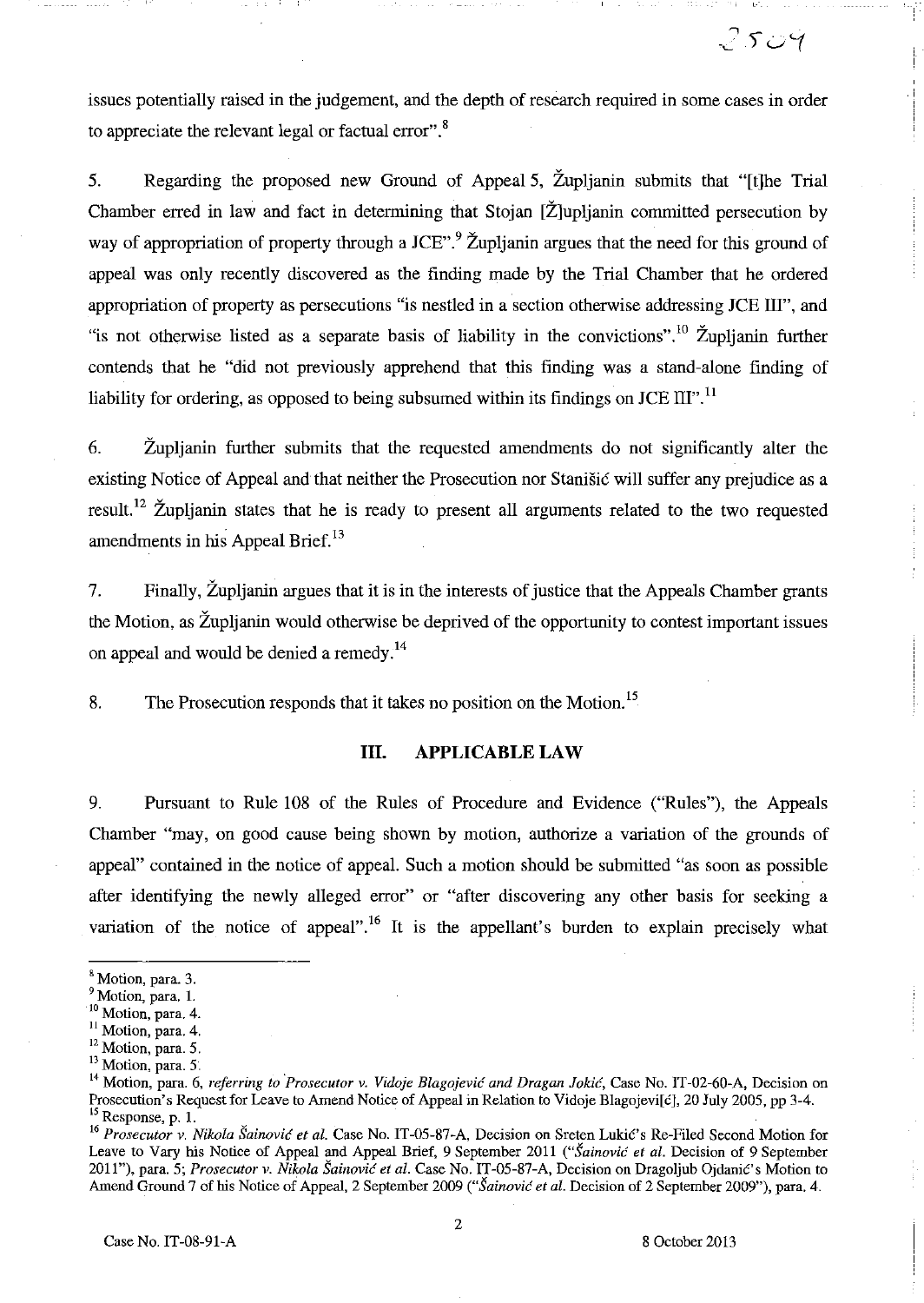issues potentially raised in the judgement, and the depth of research required in some cases in order to appreciate the relevant legal or factual error".[8]

5. Regarding the proposed new Ground of Appeal 5, Župljanin submits that "[t]he Trial Chamber erred in law and fact in determining that Stojan [Ž]upljanin committed persecution by way of appropriation of property through a JCE".[9] Župljanin argues that the need for this ground of appeal was only recently discovered as the finding made by the Trial Chamber that he ordered appropriation of property as persecutions "is nestled in a section otherwise addressing JCE III", and "is not otherwise listed as a separate basis of liability in the convictions".[10] Župljanin further contends that he "did not previously apprehend that this finding was a stand-alone finding of liability for ordering, as opposed to being subsumed within its findings on JCE III".[11]

6. Župljanin further submits that the requested amendments do not significantly alter the existing Notice of Appeal and that neither the Prosecution nor Stanišić will suffer any prejudice as a result.[12] Župljanin states that he is ready to present all arguments related to the two requested amendments in his Appeal Brief.[13]

7. Finally, Župljanin argues that it is in the interests of justice that the Appeals Chamber grants the Motion, as Župljanin would otherwise be deprived of the opportunity to contest important issues on appeal and would be denied a remedy.[14]

8. The Prosecution responds that it takes no position on the Motion.[15]

## III. APPLICABLE LAW

9. Pursuant to Rule 108 of the Rules of Procedure and Evidence ("Rules"), the Appeals Chamber "may, on good cause being shown by motion, authorize a variation of the grounds of appeal" contained in the notice of appeal. Such a motion should be submitted "as soon as possible after identifying the newly alleged error" or "after discovering any other basis for seeking a variation of the notice of appeal".[16] It is the appellant's burden to explain precisely what

---

[8] Motion, para. 3.
[9] Motion, para. 1.
[10] Motion, para. 4.
[11] Motion, para. 4.
[12] Motion, para. 5.
[13] Motion, para. 5.
[14] Motion, para. 6, *referring to Prosecutor v. Vidoje Blagojević and Dragan Jokić*, Case No. IT-02-60-A, Decision on Prosecution's Request for Leave to Amend Notice of Appeal in Relation to Vidoje Blagojevi[ć], 20 July 2005, pp 3-4.
[15] Response, p. 1.
[16] *Prosecutor v. Nikola Šainović et al.* Case No. IT-05-87-A, Decision on Sreten Lukić's Re-Filed Second Motion for Leave to Vary his Notice of Appeal and Appeal Brief, 9 September 2011 ("*Šainović et al.* Decision of 9 September 2011"), para. 5; *Prosecutor v. Nikola Šainović et al.* Case No. IT-05-87-A, Decision on Dragoljub Ojdanić's Motion to Amend Ground 7 of his Notice of Appeal, 2 September 2009 ("*Šainović et al.* Decision of 2 September 2009"), para. 4.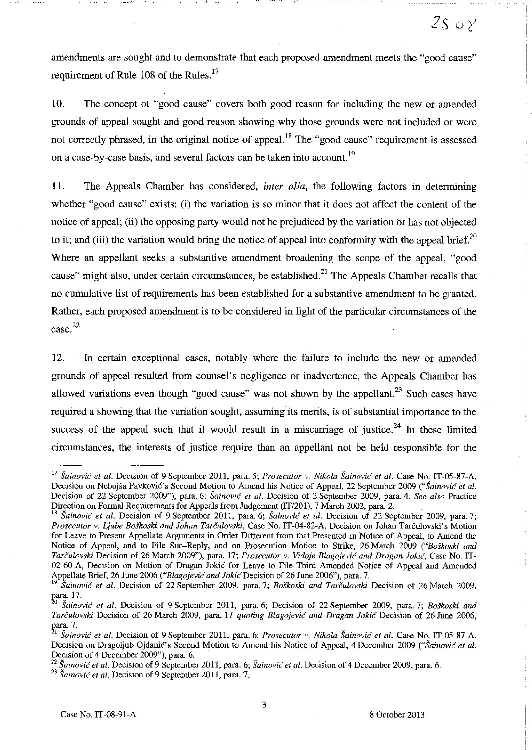amendments are sought and to demonstrate that each proposed amendment meets the "good cause" requirement of Rule 108 of the Rules.[17]

10. The concept of "good cause" covers both good reason for including the new or amended grounds of appeal sought and good reason showing why those grounds were not included or were not correctly phrased, in the original notice of appeal.[18] The "good cause" requirement is assessed on a case-by-case basis, and several factors can be taken into account.[19]

11. The Appeals Chamber has considered, *inter alia*, the following factors in determining whether "good cause" exists: (i) the variation is so minor that it does not affect the content of the notice of appeal; (ii) the opposing party would not be prejudiced by the variation or has not objected to it; and (iii) the variation would bring the notice of appeal into conformity with the appeal brief.[20] Where an appellant seeks a substantive amendment broadening the scope of the appeal, "good cause" might also, under certain circumstances, be established.[21] The Appeals Chamber recalls that no cumulative list of requirements has been established for a substantive amendment to be granted. Rather, each proposed amendment is to be considered in light of the particular circumstances of the case.[22]

12. In certain exceptional cases, notably where the failure to include the new or amended grounds of appeal resulted from counsel's negligence or inadvertence, the Appeals Chamber has allowed variations even though "good cause" was not shown by the appellant.[23] Such cases have required a showing that the variation sought, assuming its merits, is of substantial importance to the success of the appeal such that it would result in a miscarriage of justice.[24] In these limited circumstances, the interests of justice require than an appellant not be held responsible for the

---

[17] *Šainović et al.* Decision of 9 September 2011, para. 5; *Prosecutor v. Nikola Šainović et al.* Case No. IT-05-87-A, Decision on Nebojša Pavković's Second Motion to Amend his Notice of Appeal, 22 September 2009 ("*Šainović et al.* Decision of 22 September 2009"), para. 6; *Šainović et al.* Decision of 2 September 2009, para. 4. *See also* Practice Direction on Formal Requirements for Appeals from Judgement (IT/201), 7 March 2002, para. 2.

[18] *Šainović et al.* Decision of 9 September 2011, para. 6; *Šainović et al.* Decision of 22 September 2009, para. 7; *Prosecutor v. Ljube Boškoski and Johan Tarčulovski*, Case No. IT-04-82-A, Decision on Johan Tarčulovski's Motion for Leave to Present Appellate Arguments in Order Different from that Presented in Notice of Appeal, to Amend the Notice of Appeal, and to File Sur–Reply, and on Prosecution Motion to Strike, 26 March 2009 ("*Boškoski and Tarčulovski* Decision of 26 March 2009"), para. 17; *Prosecutor v. Vidoje Blagojević and Dragan Jokić*, Case No. IT-02-60-A, Decision on Motion of Dragan Jokić for Leave to File Third Amended Notice of Appeal and Amended Appellate Brief, 26 June 2006 ("*Blagojević and Jokić* Decision of 26 June 2006"), para. 7.

[19] *Šainović et al.* Decision of 22 September 2009, para. 7; *Boškoski and Tarčulovski* Decision of 26 March 2009, para. 17.

[20] *Šainović et al.* Decision of 9 September 2011, para. 6; Decision of 22 September 2009, para. 7; *Boškoski and Tarčulovski* Decision of 26 March 2009, para. 17 *quoting Blagojević and Dragan Jokić* Decision of 26 June 2006, para. 7.

[21] *Šainović et al.* Decision of 9 September 2011, para. 6; *Prosecutor v. Nikola Šainović et al.* Case No. IT-05-87-A, Decision on Dragoljub Ojdanić's Second Motion to Amend his Notice of Appeal, 4 December 2009 ("*Šainović et al.* Decision of 4 December 2009"), para. 6.

[22] *Šainović et al.* Decision of 9 September 2011, para. 6; *Šainović et al.* Decision of 4 December 2009, para. 6.

[23] *Šainović et al.* Decision of 9 September 2011, para. 7.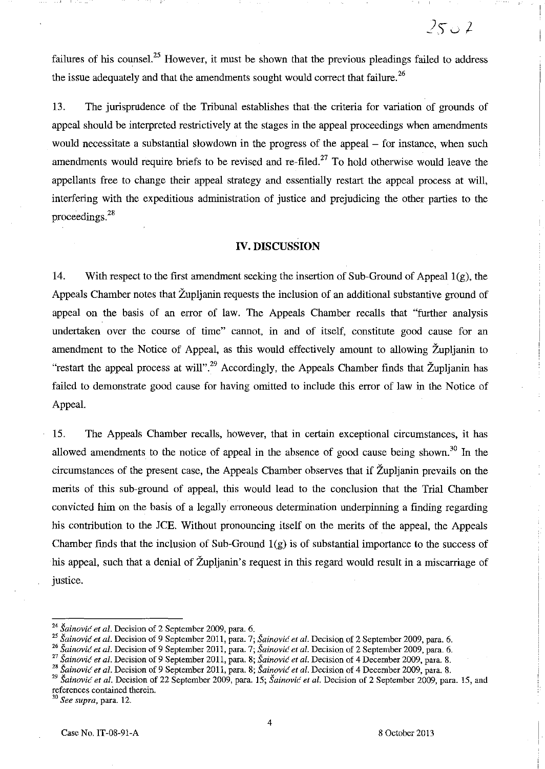failures of his counsel.[25] However, it must be shown that the previous pleadings failed to address the issue adequately and that the amendments sought would correct that failure.[26]

13. The jurisprudence of the Tribunal establishes that the criteria for variation of grounds of appeal should be interpreted restrictively at the stages in the appeal proceedings when amendments would necessitate a substantial slowdown in the progress of the appeal – for instance, when such amendments would require briefs to be revised and re-filed.[27] To hold otherwise would leave the appellants free to change their appeal strategy and essentially restart the appeal process at will, interfering with the expeditious administration of justice and prejudicing the other parties to the proceedings.[28]

## IV. DISCUSSION

14. With respect to the first amendment seeking the insertion of Sub-Ground of Appeal 1(g), the Appeals Chamber notes that Župljanin requests the inclusion of an additional substantive ground of appeal on the basis of an error of law. The Appeals Chamber recalls that "further analysis undertaken over the course of time" cannot, in and of itself, constitute good cause for an amendment to the Notice of Appeal, as this would effectively amount to allowing Župljanin to "restart the appeal process at will".[29] Accordingly, the Appeals Chamber finds that Župljanin has failed to demonstrate good cause for having omitted to include this error of law in the Notice of Appeal.

15. The Appeals Chamber recalls, however, that in certain exceptional circumstances, it has allowed amendments to the notice of appeal in the absence of good cause being shown.[30] In the circumstances of the present case, the Appeals Chamber observes that if Župljanin prevails on the merits of this sub-ground of appeal, this would lead to the conclusion that the Trial Chamber convicted him on the basis of a legally erroneous determination underpinning a finding regarding his contribution to the JCE. Without pronouncing itself on the merits of the appeal, the Appeals Chamber finds that the inclusion of Sub-Ground 1(g) is of substantial importance to the success of his appeal, such that a denial of Župljanin's request in this regard would result in a miscarriage of justice.

---

[24] *Šainović et al.* Decision of 2 September 2009, para. 6.

[25] *Šainović et al.* Decision of 9 September 2011, para. 7; *Šainović et al.* Decision of 2 September 2009, para. 6.

[26] *Šainović et al.* Decision of 9 September 2011, para. 7; *Šainović et al.* Decision of 2 September 2009, para. 6.

[27] *Šainović et al.* Decision of 9 September 2011, para. 8; *Šainović et al.* Decision of 4 December 2009, para. 8.

[28] *Šainović et al.* Decision of 9 September 2011, para. 8; *Šainović et al.* Decision of 4 December 2009, para. 8.

[29] *Šainović et al.* Decision of 22 September 2009, para. 15; *Šainović et al.* Decision of 2 September 2009, para. 15, and references contained therein.

[30] *See supra*, para. 12.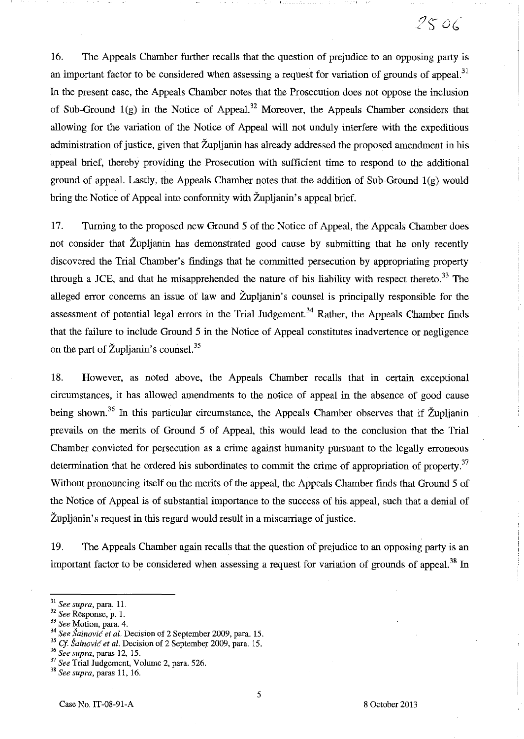16. The Appeals Chamber further recalls that the question of prejudice to an opposing party is an important factor to be considered when assessing a request for variation of grounds of appeal.[31] In the present case, the Appeals Chamber notes that the Prosecution does not oppose the inclusion of Sub-Ground 1(g) in the Notice of Appeal.[32] Moreover, the Appeals Chamber considers that allowing for the variation of the Notice of Appeal will not unduly interfere with the expeditious administration of justice, given that Župljanin has already addressed the proposed amendment in his appeal brief, thereby providing the Prosecution with sufficient time to respond to the additional ground of appeal. Lastly, the Appeals Chamber notes that the addition of Sub-Ground 1(g) would bring the Notice of Appeal into conformity with Župljanin's appeal brief.

17. Turning to the proposed new Ground 5 of the Notice of Appeal, the Appeals Chamber does not consider that Župljanin has demonstrated good cause by submitting that he only recently discovered the Trial Chamber's findings that he committed persecution by appropriating property through a JCE, and that he misapprehended the nature of his liability with respect thereto.[33] The alleged error concerns an issue of law and Župljanin's counsel is principally responsible for the assessment of potential legal errors in the Trial Judgement.[34] Rather, the Appeals Chamber finds that the failure to include Ground 5 in the Notice of Appeal constitutes inadvertence or negligence on the part of Župljanin's counsel.[35]

18. However, as noted above, the Appeals Chamber recalls that in certain exceptional circumstances, it has allowed amendments to the notice of appeal in the absence of good cause being shown.[36] In this particular circumstance, the Appeals Chamber observes that if Župljanin prevails on the merits of Ground 5 of Appeal, this would lead to the conclusion that the Trial Chamber convicted for persecution as a crime against humanity pursuant to the legally erroneous determination that he ordered his subordinates to commit the crime of appropriation of property.[37] Without pronouncing itself on the merits of the appeal, the Appeals Chamber finds that Ground 5 of the Notice of Appeal is of substantial importance to the success of his appeal, such that a denial of Župljanin's request in this regard would result in a miscarriage of justice.

19. The Appeals Chamber again recalls that the question of prejudice to an opposing party is an important factor to be considered when assessing a request for variation of grounds of appeal.[38] In

---

[31] *See supra*, para. 11.

[32] *See* Response, p. 1.

[33] *See* Motion, para. 4.

[34] *See Šainović et al.* Decision of 2 September 2009, para. 15.

[35] *Cf. Šainović et al.* Decision of 2 September 2009, para. 15.

[36] *See supra*, paras 12, 15.

[37] *See* Trial Judgement, Volume 2, para. 526.

[38] *See supra*, paras 11, 16.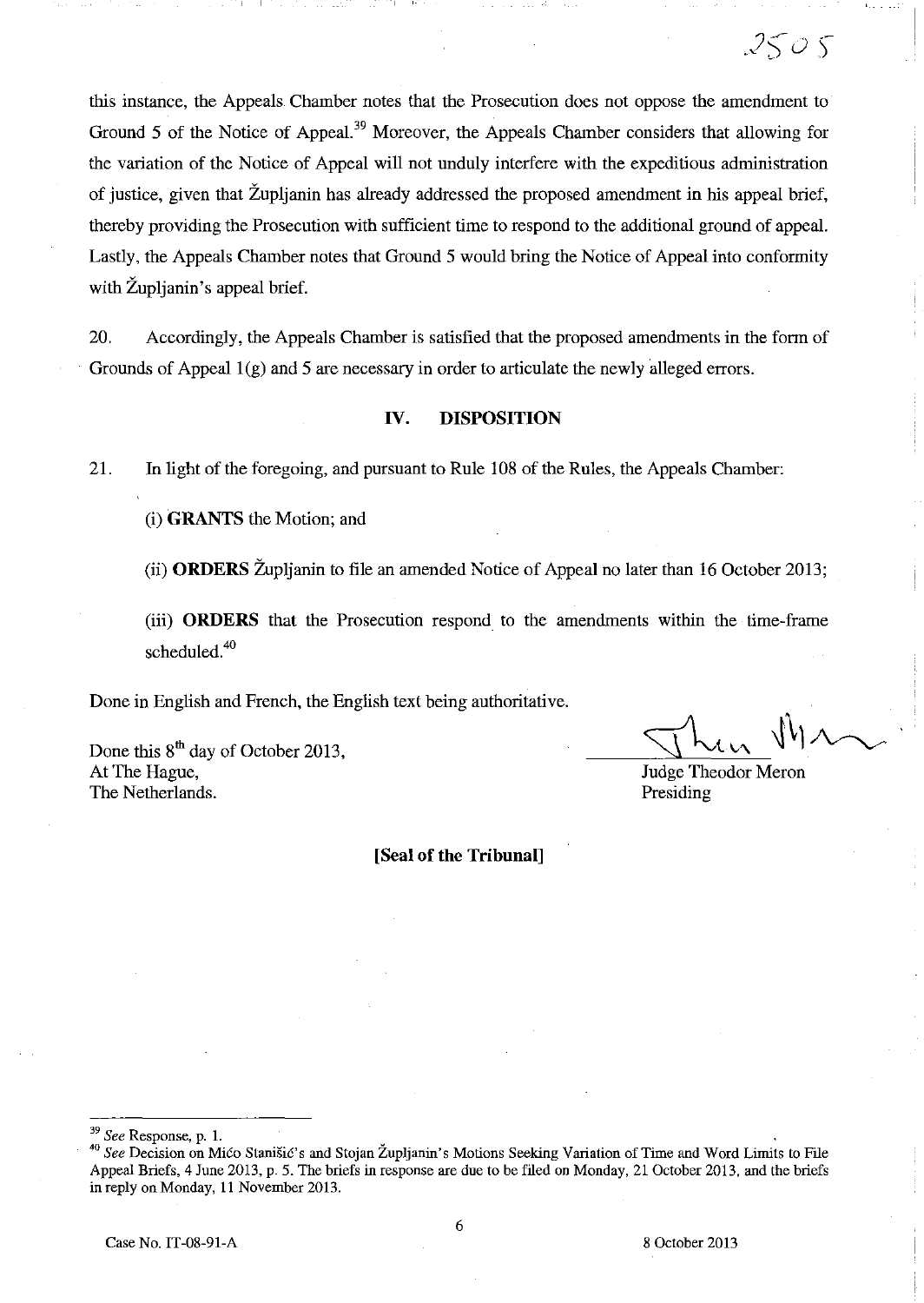this instance, the Appeals Chamber notes that the Prosecution does not oppose the amendment to Ground 5 of the Notice of Appeal.[39] Moreover, the Appeals Chamber considers that allowing for the variation of the Notice of Appeal will not unduly interfere with the expeditious administration of justice, given that Župljanin has already addressed the proposed amendment in his appeal brief, thereby providing the Prosecution with sufficient time to respond to the additional ground of appeal. Lastly, the Appeals Chamber notes that Ground 5 would bring the Notice of Appeal into conformity with Župljanin's appeal brief.

20. Accordingly, the Appeals Chamber is satisfied that the proposed amendments in the form of Grounds of Appeal 1(g) and 5 are necessary in order to articulate the newly alleged errors.

## IV. DISPOSITION

21. In light of the foregoing, and pursuant to Rule 108 of the Rules, the Appeals Chamber:

(i) **GRANTS** the Motion; and

(ii) **ORDERS** Župljanin to file an amended Notice of Appeal no later than 16 October 2013;

(iii) **ORDERS** that the Prosecution respond to the amendments within the time-frame scheduled.[40]

Done in English and French, the English text being authoritative.

Done this 8th day of October 2013,
At The Hague,
The Netherlands.

Judge Theodor Meron
Presiding

**[Seal of the Tribunal]**

---

[39] *See* Response, p. 1.

[40] *See* Decision on Mićo Stanišić's and Stojan Župljanin's Motions Seeking Variation of Time and Word Limits to File Appeal Briefs, 4 June 2013, p. 5. The briefs in response are due to be filed on Monday, 21 October 2013, and the briefs in reply on Monday, 11 November 2013.